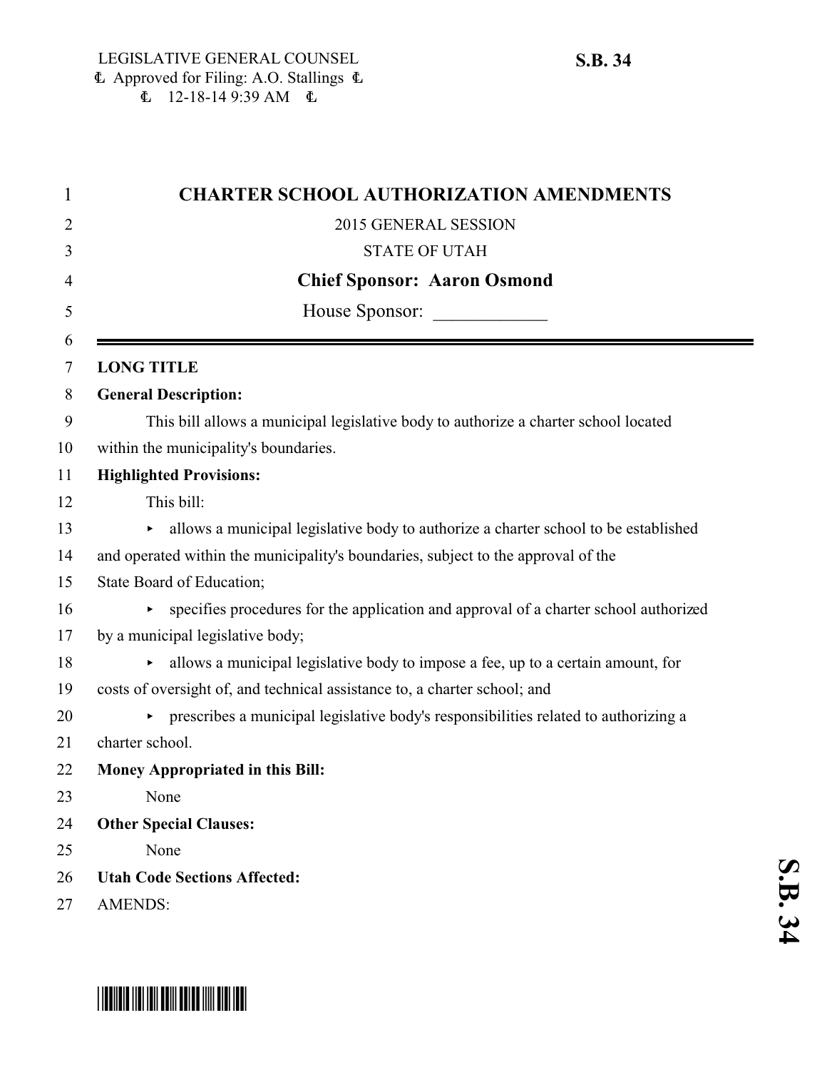LEGISLATIVE GENERAL COUNSEL
Approved for Filing: A.O. Stallings
12-18-14 9:39 AM

**S.B. 34**

# CHARTER SCHOOL AUTHORIZATION AMENDMENTS

2015 GENERAL SESSION

STATE OF UTAH

**Chief Sponsor: Aaron Osmond**

House Sponsor: ____________

---

**LONG TITLE**

**General Description:**

This bill allows a municipal legislative body to authorize a charter school located within the municipality's boundaries.

**Highlighted Provisions:**

This bill:

- allows a municipal legislative body to authorize a charter school to be established and operated within the municipality's boundaries, subject to the approval of the State Board of Education;
- specifies procedures for the application and approval of a charter school authorized by a municipal legislative body;
- allows a municipal legislative body to impose a fee, up to a certain amount, for costs of oversight of, and technical assistance to, a charter school; and
- prescribes a municipal legislative body's responsibilities related to authorizing a charter school.

**Money Appropriated in this Bill:**

None

**Other Special Clauses:**

None

**Utah Code Sections Affected:**

AMENDS: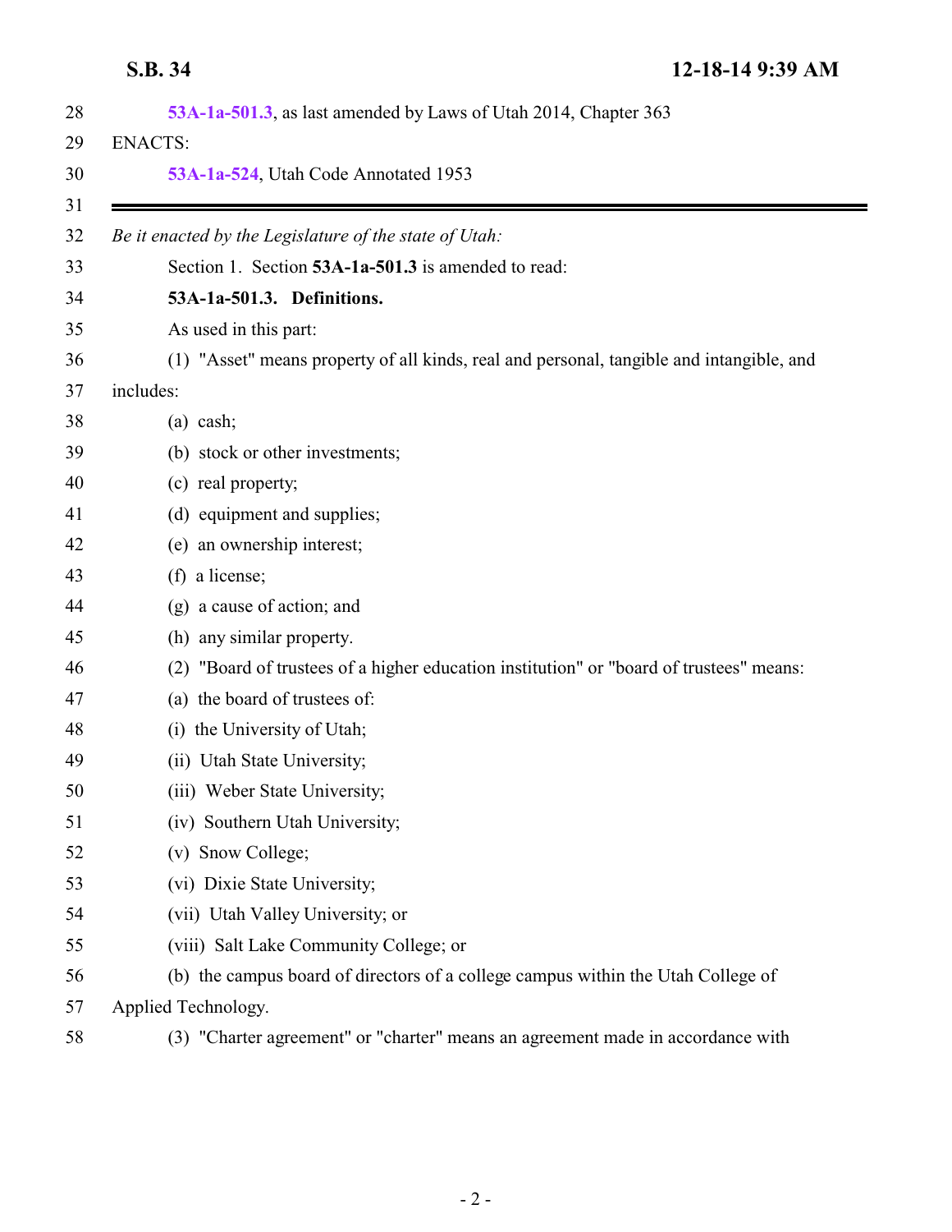53A-1a-501.3, as last amended by Laws of Utah 2014, Chapter 363

ENACTS:

53A-1a-524, Utah Code Annotated 1953

---

*Be it enacted by the Legislature of the state of Utah:*

Section 1. Section **53A-1a-501.3** is amended to read:

**53A-1a-501.3. Definitions.**

As used in this part:

(1) "Asset" means property of all kinds, real and personal, tangible and intangible, and includes:

(a) cash;

(b) stock or other investments;

(c) real property;

(d) equipment and supplies;

(e) an ownership interest;

(f) a license;

(g) a cause of action; and

(h) any similar property.

(2) "Board of trustees of a higher education institution" or "board of trustees" means:

(a) the board of trustees of:

(i) the University of Utah;

(ii) Utah State University;

(iii) Weber State University;

(iv) Southern Utah University;

(v) Snow College;

(vi) Dixie State University;

(vii) Utah Valley University; or

(viii) Salt Lake Community College; or

(b) the campus board of directors of a college campus within the Utah College of Applied Technology.

(3) "Charter agreement" or "charter" means an agreement made in accordance with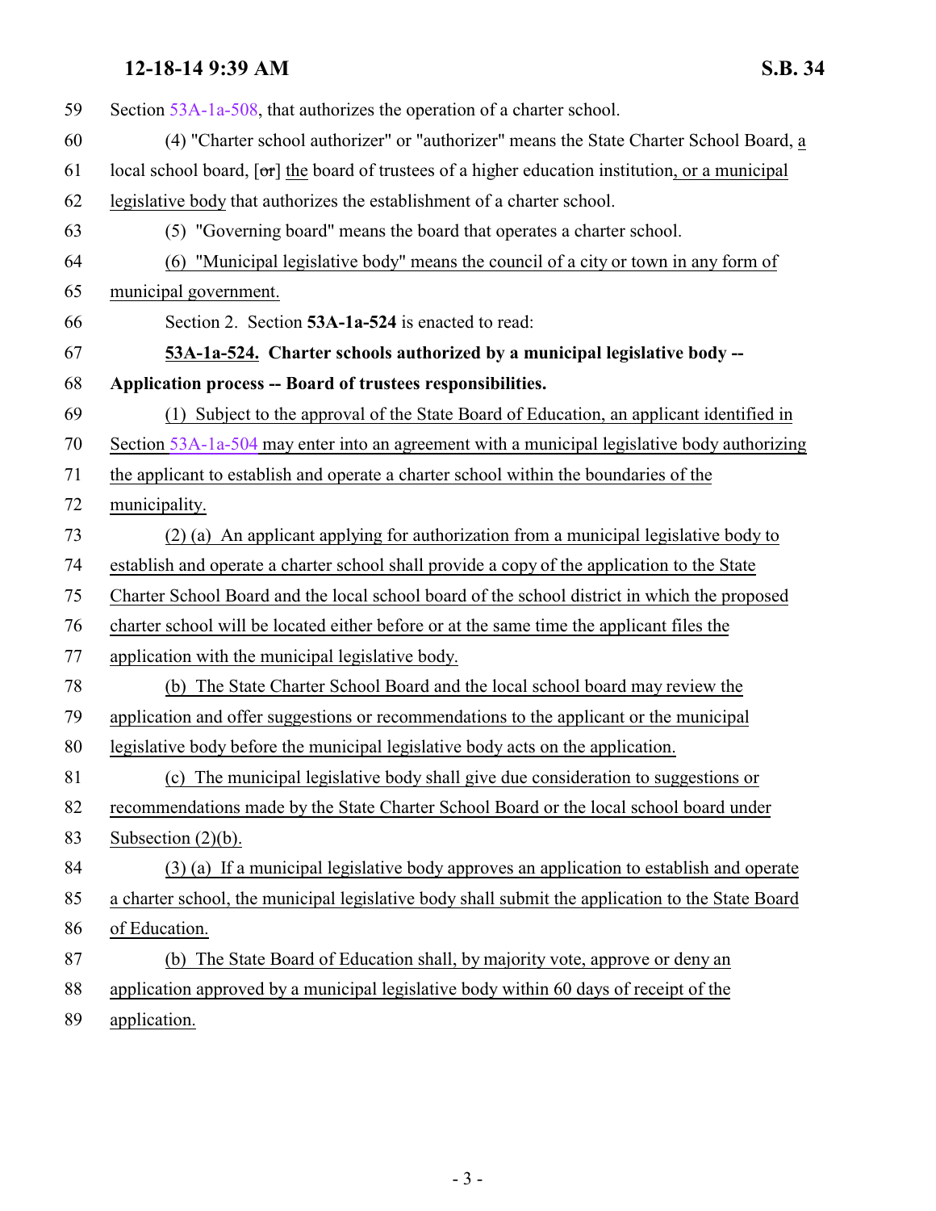59 Section 53A-1a-508, that authorizes the operation of a charter school.

60 (4) "Charter school authorizer" or "authorizer" means the State Charter School Board, a

61 local school board, [~~or~~] the board of trustees of a higher education institution, or a municipal

62 legislative body that authorizes the establishment of a charter school.

63 (5) "Governing board" means the board that operates a charter school.

64 (6) "Municipal legislative body" means the council of a city or town in any form of

65 municipal government.

66 Section 2. Section **53A-1a-524** is enacted to read:

67 **53A-1a-524. Charter schools authorized by a municipal legislative body --**

68 **Application process -- Board of trustees responsibilities.**

69 (1) Subject to the approval of the State Board of Education, an applicant identified in

70 Section 53A-1a-504 may enter into an agreement with a municipal legislative body authorizing

71 the applicant to establish and operate a charter school within the boundaries of the

72 municipality.

73 (2) (a) An applicant applying for authorization from a municipal legislative body to

74 establish and operate a charter school shall provide a copy of the application to the State

75 Charter School Board and the local school board of the school district in which the proposed

76 charter school will be located either before or at the same time the applicant files the

77 application with the municipal legislative body.

78 (b) The State Charter School Board and the local school board may review the

79 application and offer suggestions or recommendations to the applicant or the municipal

80 legislative body before the municipal legislative body acts on the application.

81 (c) The municipal legislative body shall give due consideration to suggestions or

82 recommendations made by the State Charter School Board or the local school board under

83 Subsection (2)(b).

84 (3) (a) If a municipal legislative body approves an application to establish and operate

85 a charter school, the municipal legislative body shall submit the application to the State Board

86 of Education.

87 (b) The State Board of Education shall, by majority vote, approve or deny an

88 application approved by a municipal legislative body within 60 days of receipt of the

89 application.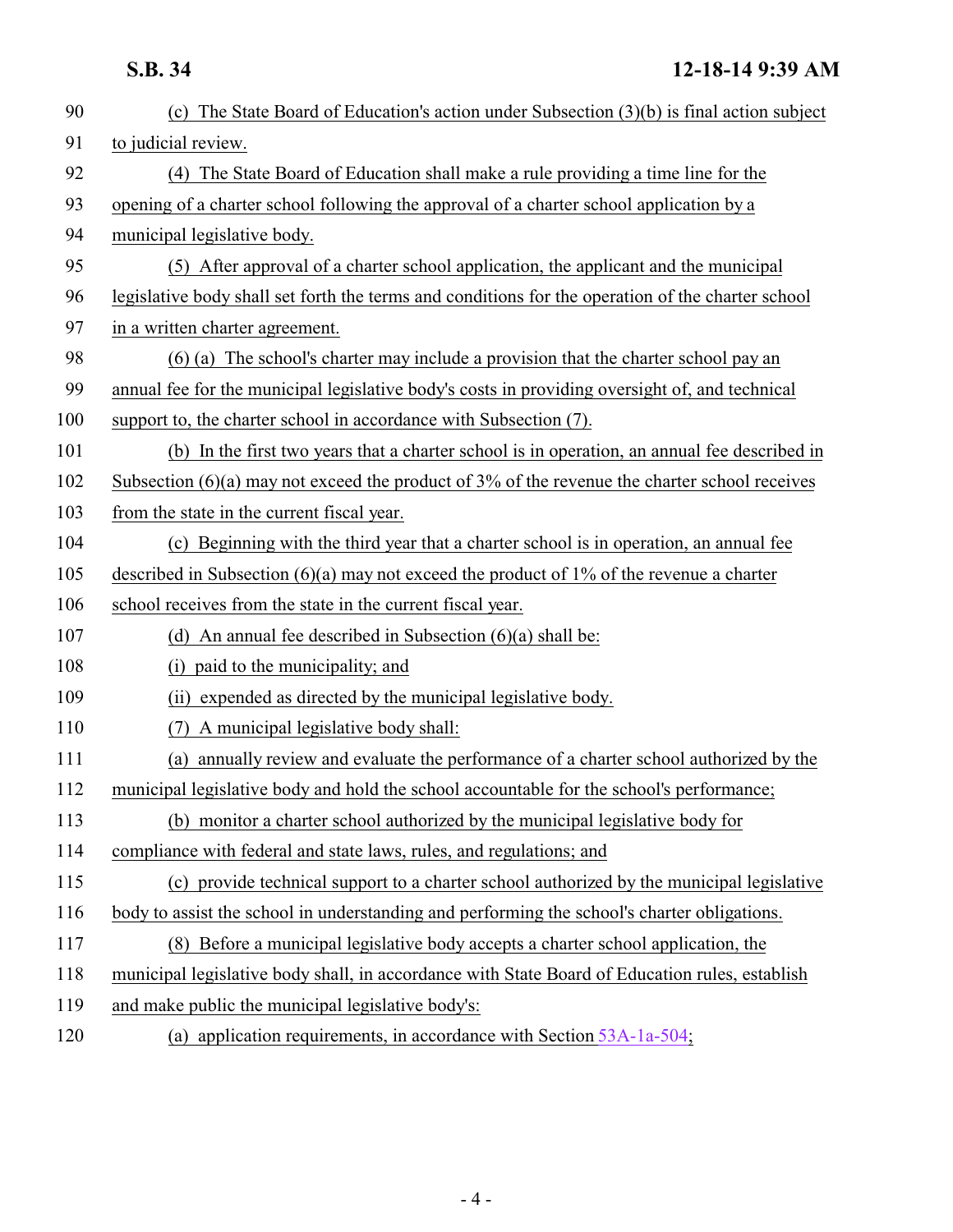(c) The State Board of Education's action under Subsection (3)(b) is final action subject to judicial review.

(4) The State Board of Education shall make a rule providing a time line for the opening of a charter school following the approval of a charter school application by a municipal legislative body.

(5) After approval of a charter school application, the applicant and the municipal legislative body shall set forth the terms and conditions for the operation of the charter school in a written charter agreement.

(6) (a) The school's charter may include a provision that the charter school pay an annual fee for the municipal legislative body's costs in providing oversight of, and technical support to, the charter school in accordance with Subsection (7).

(b) In the first two years that a charter school is in operation, an annual fee described in Subsection (6)(a) may not exceed the product of 3% of the revenue the charter school receives from the state in the current fiscal year.

(c) Beginning with the third year that a charter school is in operation, an annual fee described in Subsection (6)(a) may not exceed the product of 1% of the revenue a charter school receives from the state in the current fiscal year.

(d) An annual fee described in Subsection (6)(a) shall be:

(i) paid to the municipality; and

(ii) expended as directed by the municipal legislative body.

(7) A municipal legislative body shall:

(a) annually review and evaluate the performance of a charter school authorized by the municipal legislative body and hold the school accountable for the school's performance;

(b) monitor a charter school authorized by the municipal legislative body for compliance with federal and state laws, rules, and regulations; and

(c) provide technical support to a charter school authorized by the municipal legislative body to assist the school in understanding and performing the school's charter obligations.

(8) Before a municipal legislative body accepts a charter school application, the municipal legislative body shall, in accordance with State Board of Education rules, establish and make public the municipal legislative body's:

(a) application requirements, in accordance with Section 53A-1a-504;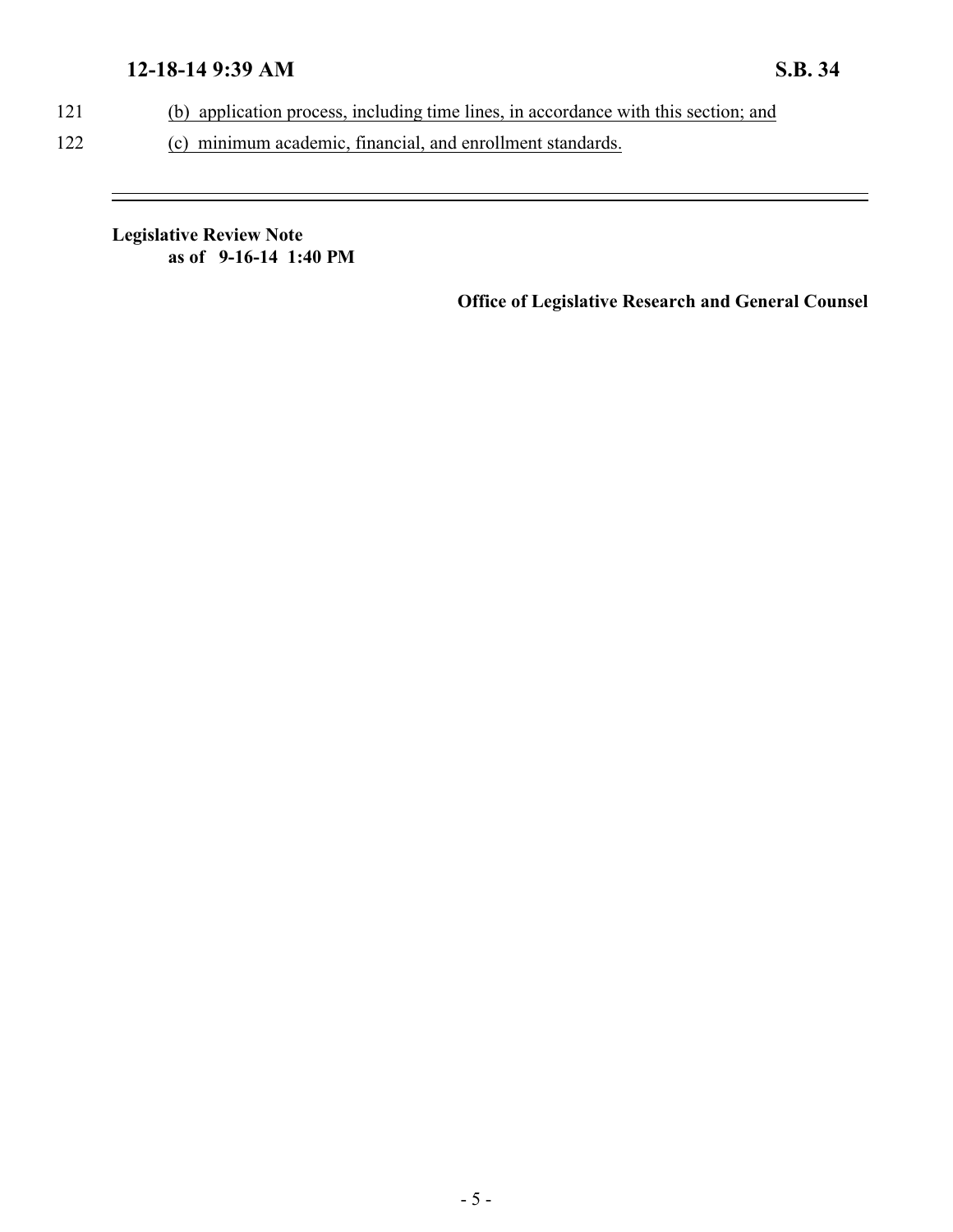121 (b) application process, including time lines, in accordance with this section; and

122 (c) minimum academic, financial, and enrollment standards.

---

**Legislative Review Note**
**as of 9-16-14 1:40 PM**

**Office of Legislative Research and General Counsel**